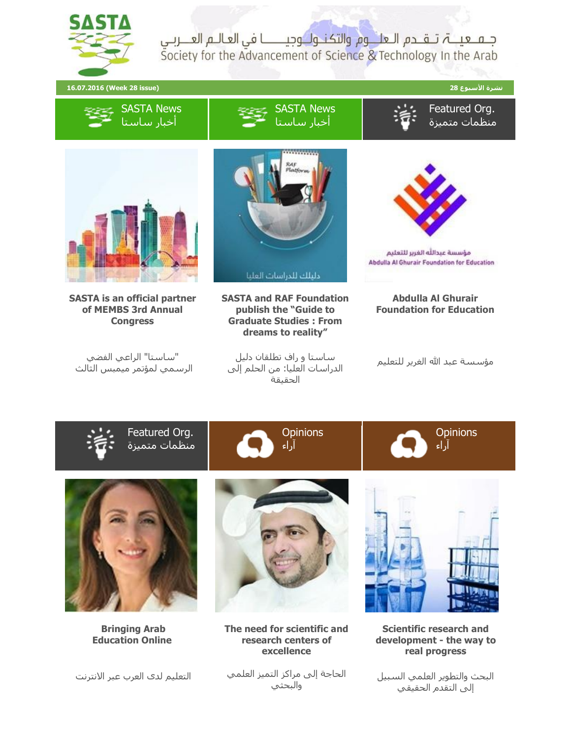# SASTA

جـمـعـيــة تـقـدم الـعـلــوم والتكـنـولـوجيـــا في العـالـم العــربـي
Society for the Advancement of Science & Technology In the Arab

**16.07.2016 (Week 28 issue)** **نشرة الأسبوع 28**

## SASTA News أخبار ساستا

**SASTA is an official partner of MEMBS 3rd Annual Congress**

"ساستا" الراعي الفضي الرسمي لمؤتمر ميمبس الثالث

## SASTA News أخبار ساستا

**SASTA and RAF Foundation publish the "Guide to Graduate Studies : From dreams to reality"**

ساستا و راف تطلقان دليل الدراسات العليا: من الحلم إلى الحقيقة

## Featured Org. منظمات متميزة

**Abdulla Al Ghurair Foundation for Education**

مؤسسة عبد الله الغرير للتعليم

## Featured Org. منظمات متميزة

**Bringing Arab Education Online**

التعليم لدى العرب عبر الانترنت

## Opinions آراء

**The need for scientific and research centers of excellence**

الحاجة إلى مراكز التميز العلمي والبحثي

## Opinions آراء

**Scientific research and development - the way to real progress**

البحث والتطوير العلمي السبيل إلى التقدم الحقيقي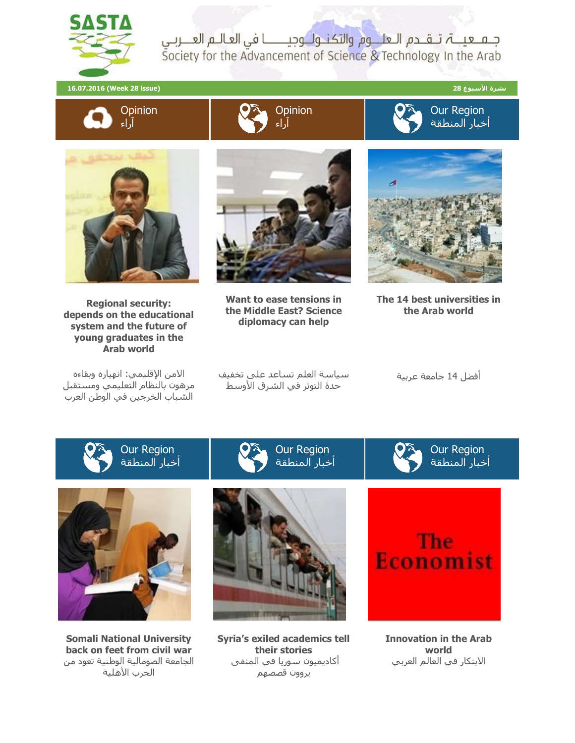# SASTA

جـمـعـيـة تـقـدم الـعلـوم والتكـنـولـوجيــــا في العـالـم العــربـي
Society for the Advancement of Science & Technology In the Arab

**16.07.2016 (Week 28 issue)** **نشرة الأسبوع 28**

## Opinion آراء

**Regional security: depends on the educational system and the future of young graduates in the Arab world**

الامن الإقليمي: انهياره وبقاءه مرهون بالنظام التعليمي ومستقبل الشباب الخرجين في الوطن العرب

## Opinion آراء

**Want to ease tensions in the Middle East? Science diplomacy can help**

سياسة العلم تساعد على تخفيف حدة التوتر في الشرق الأوسط

## Our Region أخبار المنطقة

**The 14 best universities in the Arab world**

أفضل 14 جامعة عربية

## Our Region أخبار المنطقة

**Somali National University back on feet from civil war**

الجامعة الصومالية الوطنية تعود من الحرب الأهلية

## Our Region أخبار المنطقة

**Syria's exiled academics tell their stories**

أكاديميون سوريا في المنفى يروون قصصهم

## Our Region أخبار المنطقة

**Innovation in the Arab world**

الابتكار في العالم العربي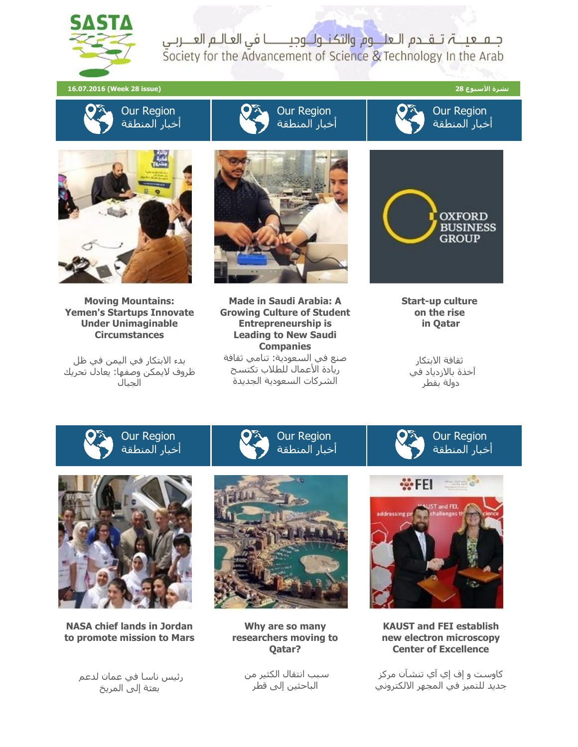# SASTA

جـمـعـيـــة تـقـدم الـعلـــوم والتكـنـولـوجيـــا في العالـم العـــربـي

Society for the Advancement of Science & Technology In the Arab

**16.07.2016 (Week 28 issue)** **نشرة الأسبوع 28**

## Our Region
أخبار المنطقة

**Moving Mountains: Yemen's Startups Innovate Under Unimaginable Circumstances**

بدء الابتكار في اليمن في ظل ظروف لايمكن وصفها: يعادل تحريك الجبال

## Our Region
أخبار المنطقة

**Made in Saudi Arabia: A Growing Culture of Student Entrepreneurship is Leading to New Saudi Companies**

صنع في السعودية: تنامي ثقافة ريادة الأعمال للطلاب تكتسح الشركات السعودية الجديدة

## Our Region
أخبار المنطقة

OXFORD BUSINESS GROUP

**Start-up culture on the rise in Qatar**

ثقافة الابتكار آخذة بالازدياد في دولة بقطر

## Our Region
أخبار المنطقة

**NASA chief lands in Jordan to promote mission to Mars**

رئيس ناسا في عمان لدعم بعثة إلى المريخ

## Our Region
أخبار المنطقة

**Why are so many researchers moving to Qatar?**

سبب انتقال الكثير من الباحثين إلى قطر

## Our Region
أخبار المنطقة

**KAUST and FEI establish new electron microscopy Center of Excellence**

كاوست و إف إي آي تنشآن مركز جديد للتميز في المجهر الالكتروني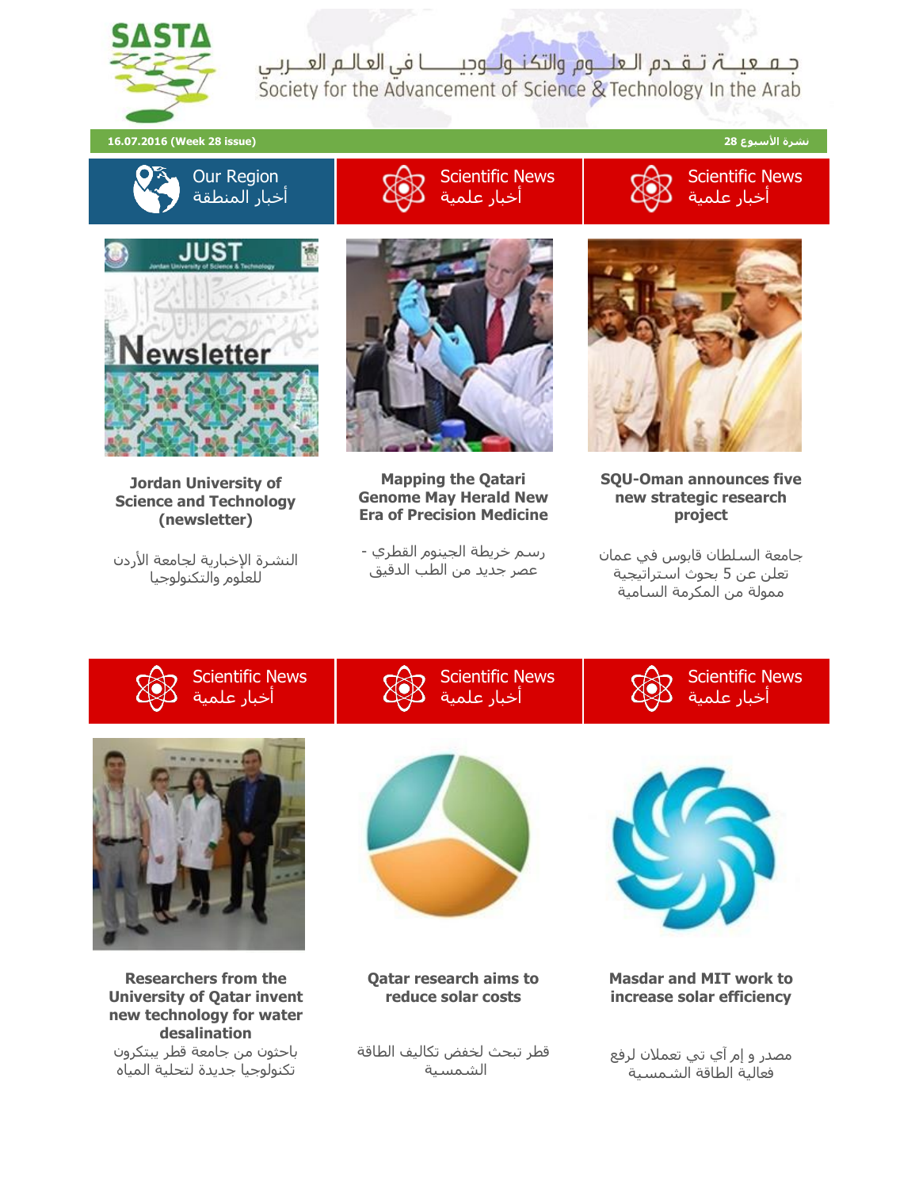جـمـعيــة تـقـدم العلــوم والتكنـولـوجيــــا في العالـم العــربي

Society for the Advancement of Science & Technology In the Arab

**16.07.2016 (Week 28 issue)** **نشرة الأسبوع 28**

Our Region
أخبار المنطقة

**Jordan University of Science and Technology (newsletter)**

النشرة الإخبارية لجامعة الأردن للعلوم والتكنولوجيا

Scientific News
أخبار علمية

**Mapping the Qatari Genome May Herald New Era of Precision Medicine**

رسم خريطة الجينوم القطري - عصر جديد من الطب الدقيق

Scientific News
أخبار علمية

**SQU-Oman announces five new strategic research project**

جامعة السلطان قابوس في عمان تعلن عن 5 بحوث استراتيجية ممولة من المكرمة السامية

Scientific News
أخبار علمية

**Researchers from the University of Qatar invent new technology for water desalination**

باحثون من جامعة قطر يبتكرون تكنولوجيا جديدة لتحلية المياه

Scientific News
أخبار علمية

**Qatar research aims to reduce solar costs**

قطر تبحث لخفض تكاليف الطاقة الشمسية

Scientific News
أخبار علمية

**Masdar and MIT work to increase solar efficiency**

مصدر و إم آي تي تعملان لرفع فعالية الطاقة الشمسية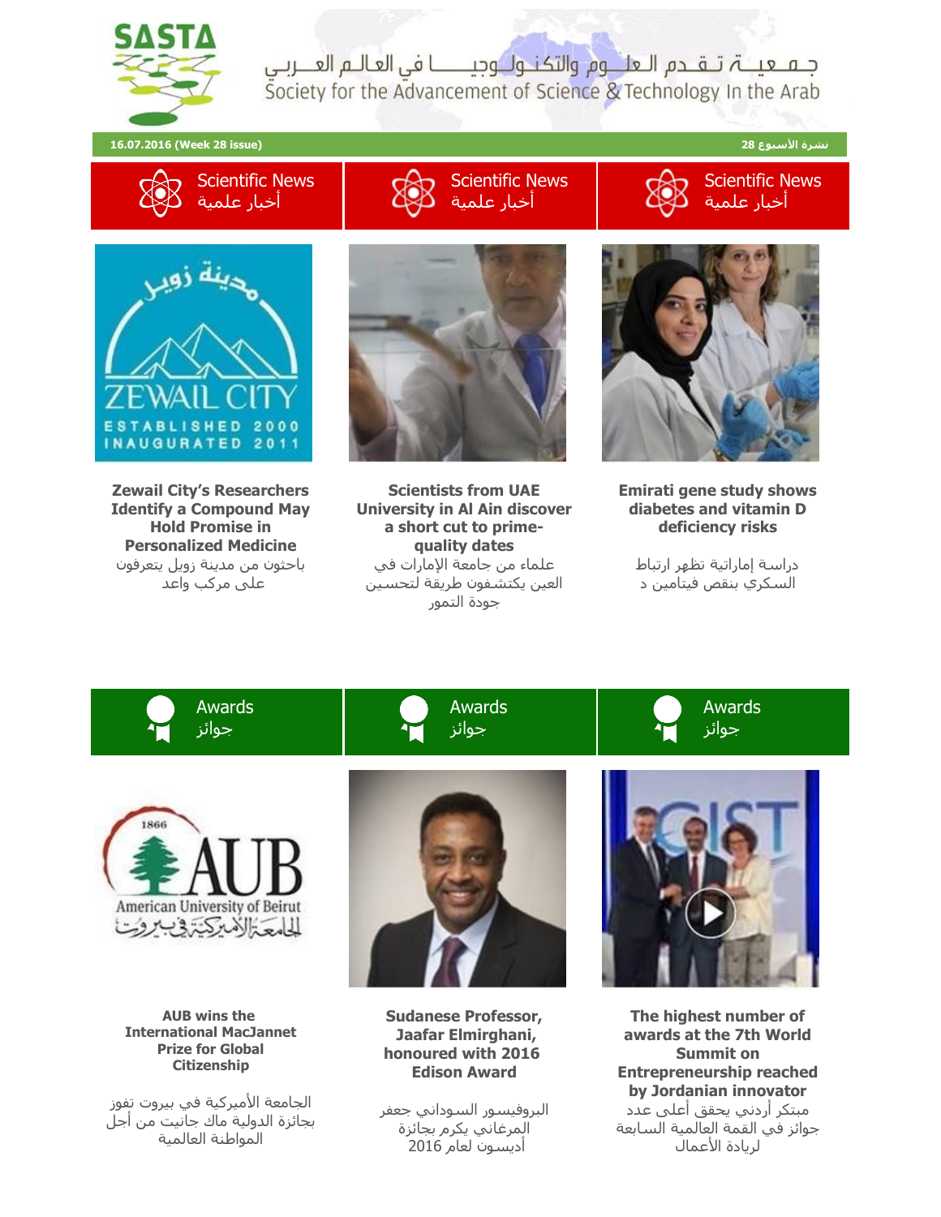**SASTA**

جـمـعـيــة تـقـدم الـعلـــوم والتكـنـولـــوجيــــا في العالـم العـــربـي

Society for the Advancement of Science & Technology In the Arab

**16.07.2016 (Week 28 issue)** **نشرة الأسبوع 28**

## Scientific News أخبار علمية

**Zewail City's Researchers Identify a Compound May Hold Promise in Personalized Medicine**

باحثون من مدينة زويل يتعرفون على مركب واعد

**Scientists from UAE University in Al Ain discover a short cut to prime-quality dates**

علماء من جامعة الإمارات في العين يكتشفون طريقة لتحسين جودة التمور

**Emirati gene study shows diabetes and vitamin D deficiency risks**

دراسة إماراتية تظهر ارتباط السكري بنقص فيتامين د

## Awards جوائز

**AUB wins the International MacJannet Prize for Global Citizenship**

الجامعة الأميركية في بيروت تفوز بجائزة الدولية ماك جانيت من أجل المواطنة العالمية

**Sudanese Professor, Jaafar Elmirghani, honoured with 2016 Edison Award**

البروفيسور السوداني جعفر المرغاني يكرم بجائزة أديسون لعام 2016

**The highest number of awards at the 7th World Summit on Entrepreneurship reached by Jordanian innovator**

مبتكر أردني يحقق أعلى عدد جوائز في القمة العالمية السابعة لريادة الأعمال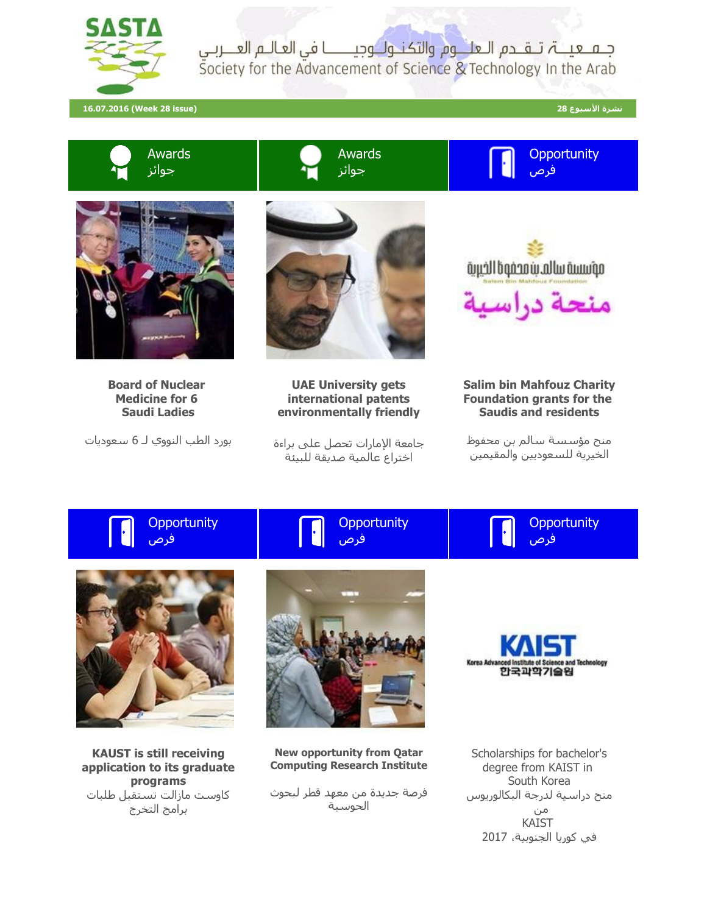# SASTA

جـمـعـيــة تـقـدم الـعـلــوم والتكـنـولــوجيـــا في العالـم الـعــربـي

Society for the Advancement of Science & Technology In the Arab

**16.07.2016 (Week 28 issue)** **نشرة الأسبوع 28**

| Awards جوائز | Awards جوائز | Opportunity فرص |
|---|---|---|
| **Board of Nuclear Medicine for 6 Saudi Ladies** | **UAE University gets international patents environmentally friendly** | **Salim bin Mahfouz Charity Foundation grants for the Saudis and residents** |
| بورد الطب النووي لـ 6 سعوديات | جامعة الإمارات تحصل على براءة اختراع عالمية صديقة للبيئة | منح مؤسسة سالم بن محفوظ الخيرية للسعوديين والمقيمين |

| Opportunity فرص | Opportunity فرص | Opportunity فرص |
|---|---|---|
| **KAUST is still receiving application to its graduate programs** | **New opportunity from Qatar Computing Research Institute** | Scholarships for bachelor's degree from KAIST in South Korea |
| كاوست مازالت تستقبل طلبات برامج التخرج | فرصة جديدة من معهد قطر لبحوث الحوسبة | منح دراسية لدرجة البكالوريوس من KAIST في كوريا الجنوبية، 2017 |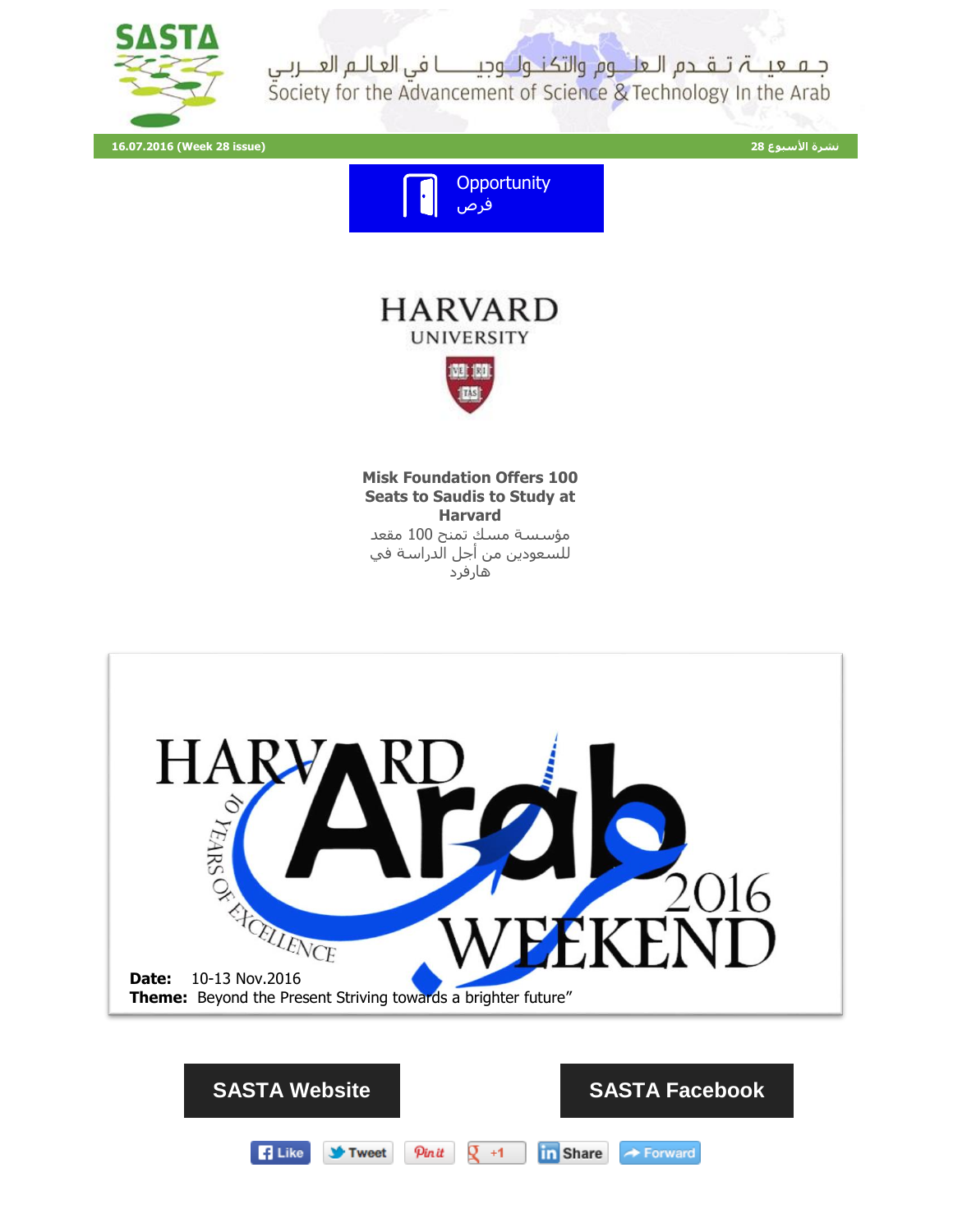SASTA

جـمـعيـة تـقـدم الـعلــوم والتكـنـولــوجيــــا في العالـم العــربـي
Society for the Advancement of Science & Technology In the Arab

**16.07.2016 (Week 28 issue)** — **نشرة الأسبوع 28**

Opportunity
فرص

HARVARD
UNIVERSITY

**Misk Foundation Offers 100 Seats to Saudis to Study at Harvard**

مؤسسة مسك تمنح 100 مقعد للسعوديين من أجل الدراسة في هارفرد

HARVARD Arab WEEKEND 2016
10 YEARS OF EXCELLENCE

**Date:** 10-13 Nov.2016
**Theme:** Beyond the Present Striving towards a brighter future"

**SASTA Website**

**SASTA Facebook**

Like | Tweet | Pin it | +1 | Share | Forward